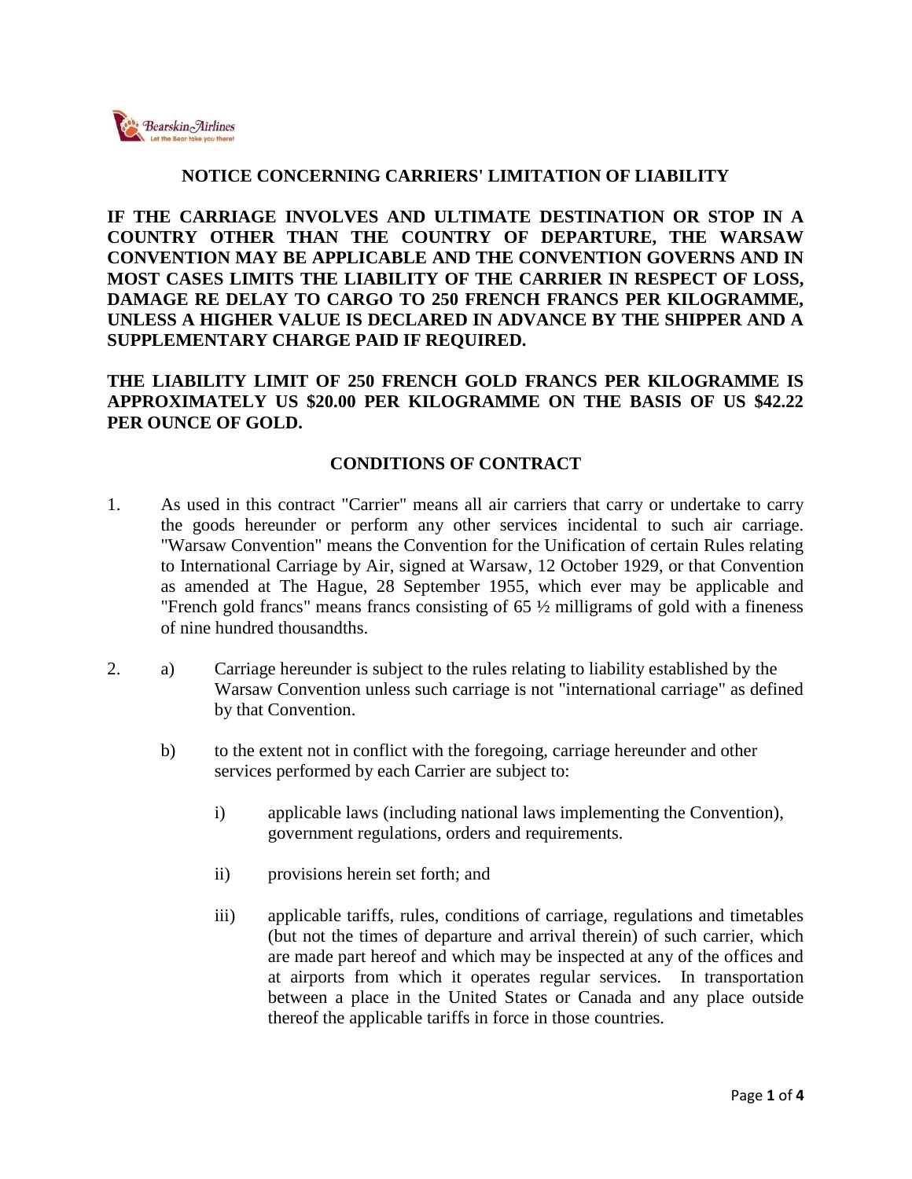## NOTICE CONCERNING CARRIERS' LIMITATION OF LIABILITY

**IF THE CARRIAGE INVOLVES AND ULTIMATE DESTINATION OR STOP IN A COUNTRY OTHER THAN THE COUNTRY OF DEPARTURE, THE WARSAW CONVENTION MAY BE APPLICABLE AND THE CONVENTION GOVERNS AND IN MOST CASES LIMITS THE LIABILITY OF THE CARRIER IN RESPECT OF LOSS, DAMAGE RE DELAY TO CARGO TO 250 FRENCH FRANCS PER KILOGRAMME, UNLESS A HIGHER VALUE IS DECLARED IN ADVANCE BY THE SHIPPER AND A SUPPLEMENTARY CHARGE PAID IF REQUIRED.**

**THE LIABILITY LIMIT OF 250 FRENCH GOLD FRANCS PER KILOGRAMME IS APPROXIMATELY US $20.00 PER KILOGRAMME ON THE BASIS OF US $42.22 PER OUNCE OF GOLD.**

## CONDITIONS OF CONTRACT

1. As used in this contract "Carrier" means all air carriers that carry or undertake to carry the goods hereunder or perform any other services incidental to such air carriage. "Warsaw Convention" means the Convention for the Unification of certain Rules relating to International Carriage by Air, signed at Warsaw, 12 October 1929, or that Convention as amended at The Hague, 28 September 1955, which ever may be applicable and "French gold francs" means francs consisting of 65 ½ milligrams of gold with a fineness of nine hundred thousandths.

2. a) Carriage hereunder is subject to the rules relating to liability established by the Warsaw Convention unless such carriage is not "international carriage" as defined by that Convention.

   b) to the extent not in conflict with the foregoing, carriage hereunder and other services performed by each Carrier are subject to:

      i) applicable laws (including national laws implementing the Convention), government regulations, orders and requirements.

      ii) provisions herein set forth; and

      iii) applicable tariffs, rules, conditions of carriage, regulations and timetables (but not the times of departure and arrival therein) of such carrier, which are made part hereof and which may be inspected at any of the offices and at airports from which it operates regular services. In transportation between a place in the United States or Canada and any place outside thereof the applicable tariffs in force in those countries.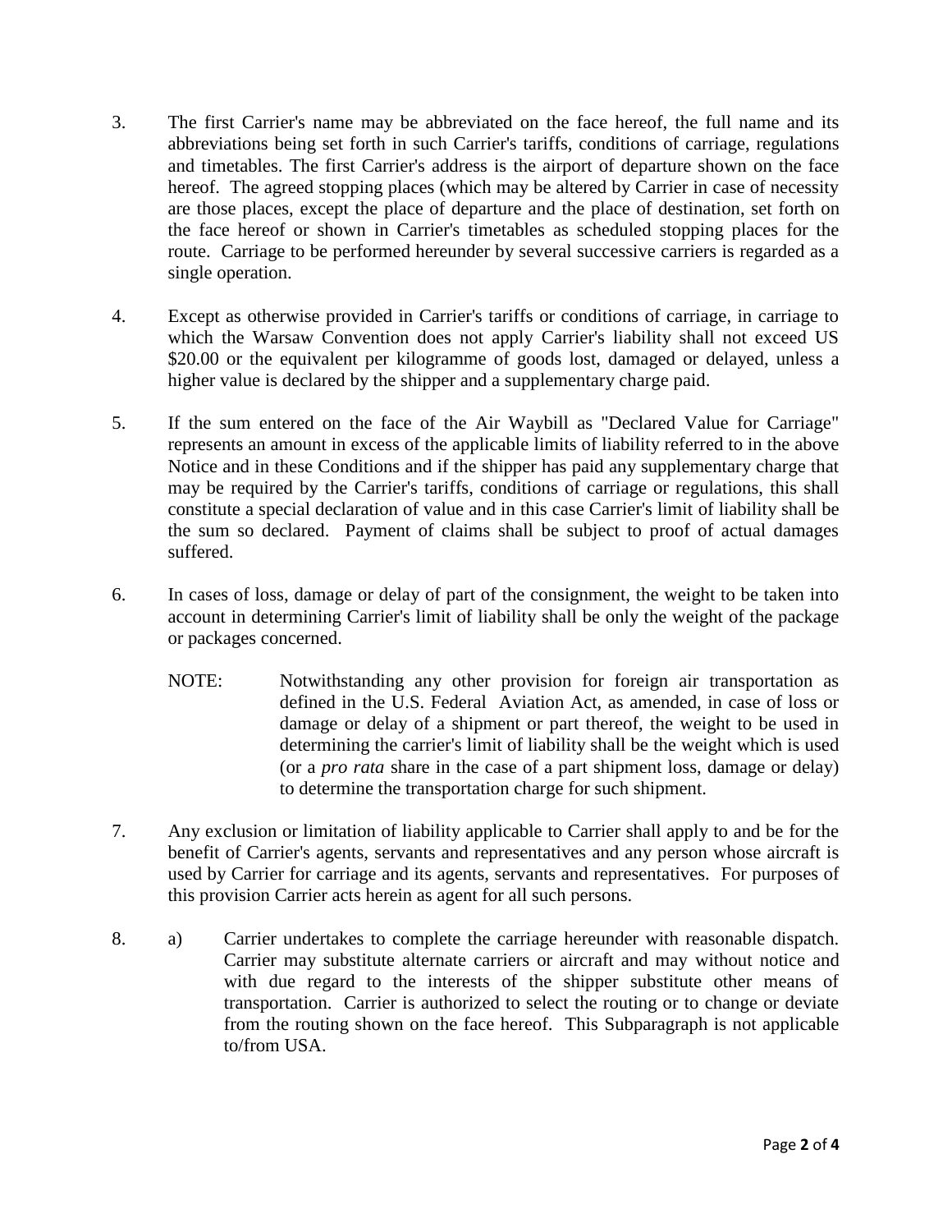3. The first Carrier's name may be abbreviated on the face hereof, the full name and its abbreviations being set forth in such Carrier's tariffs, conditions of carriage, regulations and timetables. The first Carrier's address is the airport of departure shown on the face hereof. The agreed stopping places (which may be altered by Carrier in case of necessity are those places, except the place of departure and the place of destination, set forth on the face hereof or shown in Carrier's timetables as scheduled stopping places for the route. Carriage to be performed hereunder by several successive carriers is regarded as a single operation.

4. Except as otherwise provided in Carrier's tariffs or conditions of carriage, in carriage to which the Warsaw Convention does not apply Carrier's liability shall not exceed US $20.00 or the equivalent per kilogramme of goods lost, damaged or delayed, unless a higher value is declared by the shipper and a supplementary charge paid.

5. If the sum entered on the face of the Air Waybill as "Declared Value for Carriage" represents an amount in excess of the applicable limits of liability referred to in the above Notice and in these Conditions and if the shipper has paid any supplementary charge that may be required by the Carrier's tariffs, conditions of carriage or regulations, this shall constitute a special declaration of value and in this case Carrier's limit of liability shall be the sum so declared. Payment of claims shall be subject to proof of actual damages suffered.

6. In cases of loss, damage or delay of part of the consignment, the weight to be taken into account in determining Carrier's limit of liability shall be only the weight of the package or packages concerned.

   NOTE: Notwithstanding any other provision for foreign air transportation as defined in the U.S. Federal Aviation Act, as amended, in case of loss or damage or delay of a shipment or part thereof, the weight to be used in determining the carrier's limit of liability shall be the weight which is used (or a *pro rata* share in the case of a part shipment loss, damage or delay) to determine the transportation charge for such shipment.

7. Any exclusion or limitation of liability applicable to Carrier shall apply to and be for the benefit of Carrier's agents, servants and representatives and any person whose aircraft is used by Carrier for carriage and its agents, servants and representatives. For purposes of this provision Carrier acts herein as agent for all such persons.

8. a) Carrier undertakes to complete the carriage hereunder with reasonable dispatch. Carrier may substitute alternate carriers or aircraft and may without notice and with due regard to the interests of the shipper substitute other means of transportation. Carrier is authorized to select the routing or to change or deviate from the routing shown on the face hereof. This Subparagraph is not applicable to/from USA.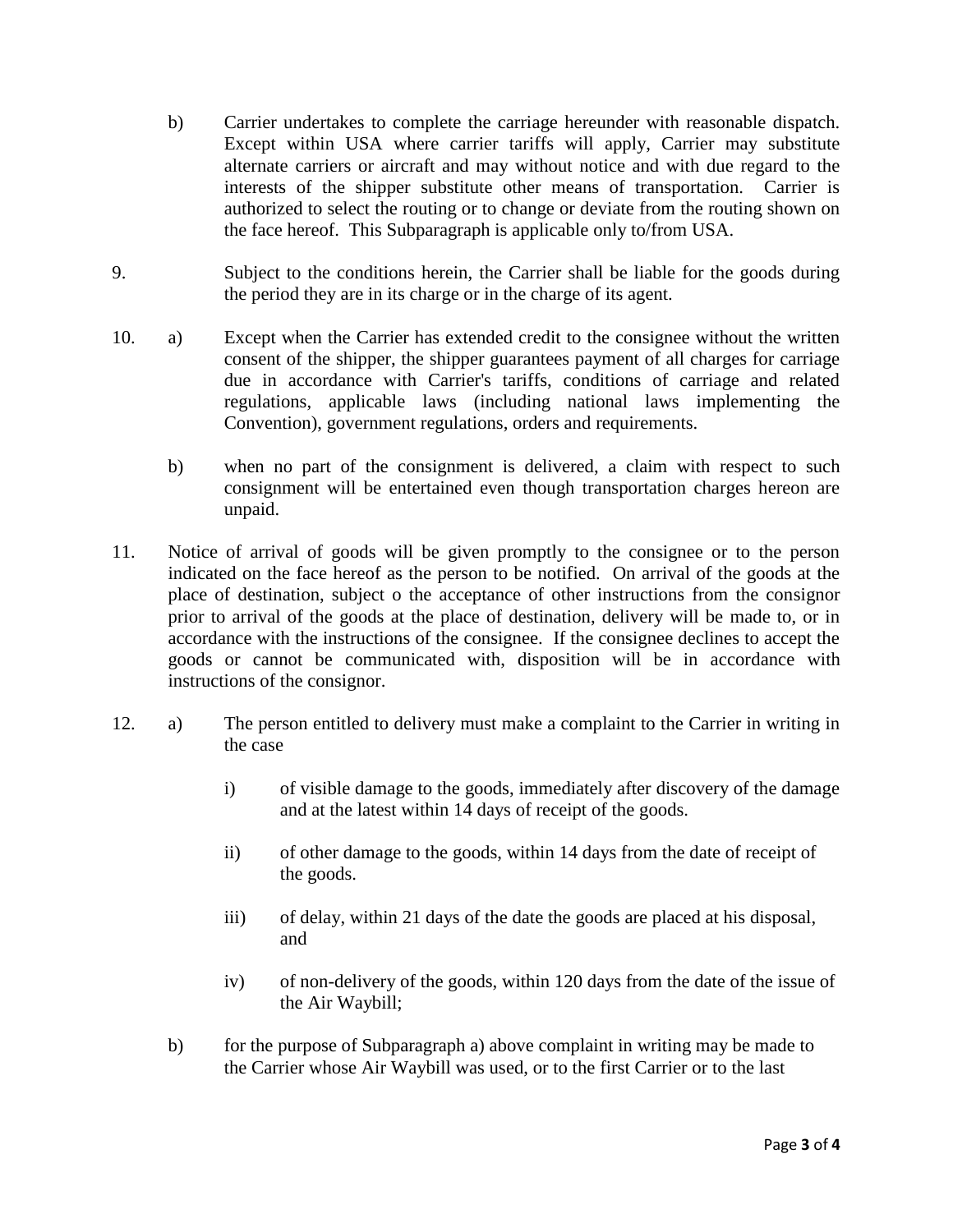b) Carrier undertakes to complete the carriage hereunder with reasonable dispatch. Except within USA where carrier tariffs will apply, Carrier may substitute alternate carriers or aircraft and may without notice and with due regard to the interests of the shipper substitute other means of transportation. Carrier is authorized to select the routing or to change or deviate from the routing shown on the face hereof. This Subparagraph is applicable only to/from USA.

9. Subject to the conditions herein, the Carrier shall be liable for the goods during the period they are in its charge or in the charge of its agent.

10. a) Except when the Carrier has extended credit to the consignee without the written consent of the shipper, the shipper guarantees payment of all charges for carriage due in accordance with Carrier's tariffs, conditions of carriage and related regulations, applicable laws (including national laws implementing the Convention), government regulations, orders and requirements.

    b) when no part of the consignment is delivered, a claim with respect to such consignment will be entertained even though transportation charges hereon are unpaid.

11. Notice of arrival of goods will be given promptly to the consignee or to the person indicated on the face hereof as the person to be notified. On arrival of the goods at the place of destination, subject o the acceptance of other instructions from the consignor prior to arrival of the goods at the place of destination, delivery will be made to, or in accordance with the instructions of the consignee. If the consignee declines to accept the goods or cannot be communicated with, disposition will be in accordance with instructions of the consignor.

12. a) The person entitled to delivery must make a complaint to the Carrier in writing in the case

    i) of visible damage to the goods, immediately after discovery of the damage and at the latest within 14 days of receipt of the goods.

    ii) of other damage to the goods, within 14 days from the date of receipt of the goods.

    iii) of delay, within 21 days of the date the goods are placed at his disposal, and

    iv) of non-delivery of the goods, within 120 days from the date of the issue of the Air Waybill;

    b) for the purpose of Subparagraph a) above complaint in writing may be made to the Carrier whose Air Waybill was used, or to the first Carrier or to the last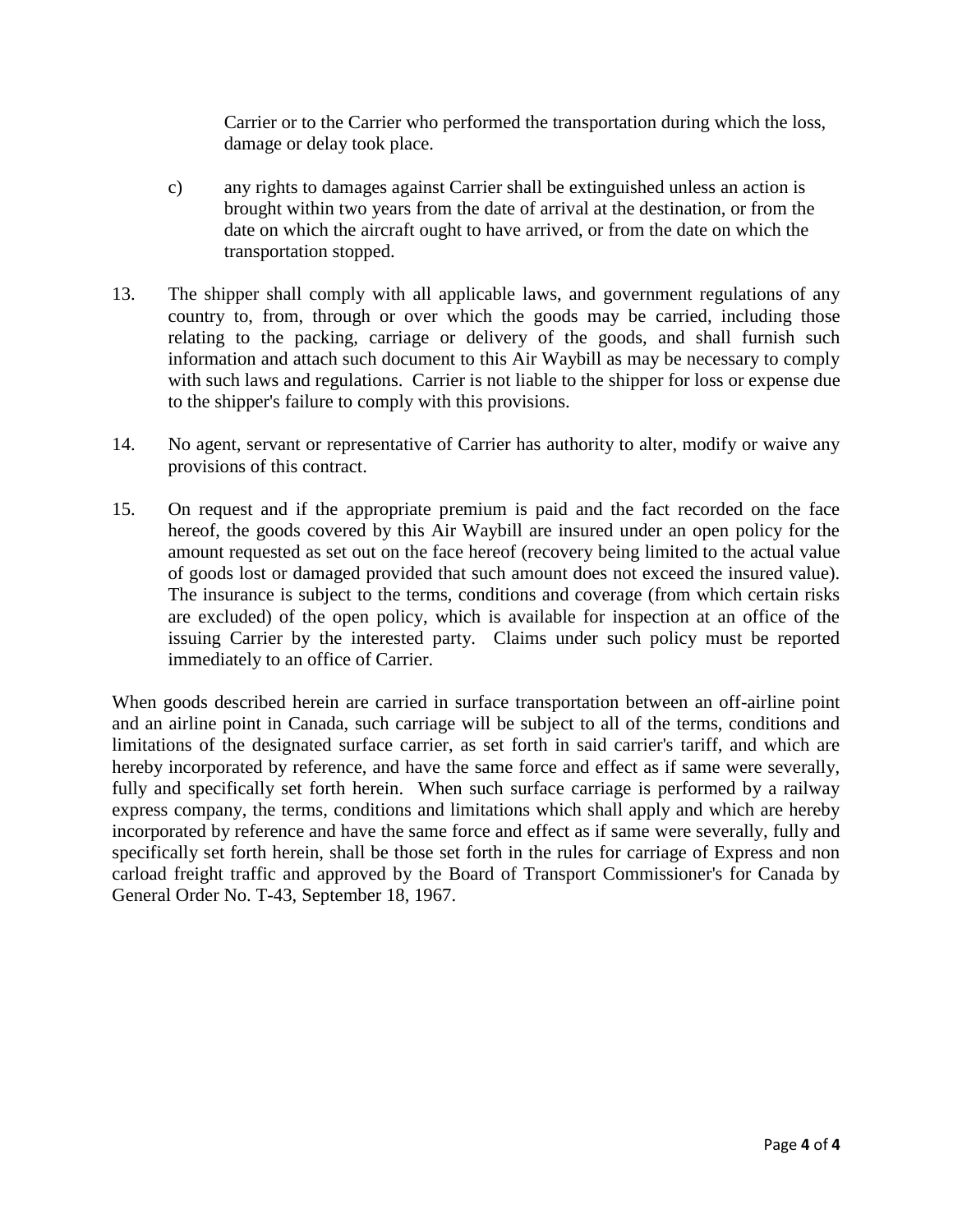Carrier or to the Carrier who performed the transportation during which the loss, damage or delay took place.

c) any rights to damages against Carrier shall be extinguished unless an action is brought within two years from the date of arrival at the destination, or from the date on which the aircraft ought to have arrived, or from the date on which the transportation stopped.

13. The shipper shall comply with all applicable laws, and government regulations of any country to, from, through or over which the goods may be carried, including those relating to the packing, carriage or delivery of the goods, and shall furnish such information and attach such document to this Air Waybill as may be necessary to comply with such laws and regulations. Carrier is not liable to the shipper for loss or expense due to the shipper's failure to comply with this provisions.

14. No agent, servant or representative of Carrier has authority to alter, modify or waive any provisions of this contract.

15. On request and if the appropriate premium is paid and the fact recorded on the face hereof, the goods covered by this Air Waybill are insured under an open policy for the amount requested as set out on the face hereof (recovery being limited to the actual value of goods lost or damaged provided that such amount does not exceed the insured value). The insurance is subject to the terms, conditions and coverage (from which certain risks are excluded) of the open policy, which is available for inspection at an office of the issuing Carrier by the interested party. Claims under such policy must be reported immediately to an office of Carrier.

When goods described herein are carried in surface transportation between an off-airline point and an airline point in Canada, such carriage will be subject to all of the terms, conditions and limitations of the designated surface carrier, as set forth in said carrier's tariff, and which are hereby incorporated by reference, and have the same force and effect as if same were severally, fully and specifically set forth herein. When such surface carriage is performed by a railway express company, the terms, conditions and limitations which shall apply and which are hereby incorporated by reference and have the same force and effect as if same were severally, fully and specifically set forth herein, shall be those set forth in the rules for carriage of Express and non carload freight traffic and approved by the Board of Transport Commissioner's for Canada by General Order No. T-43, September 18, 1967.